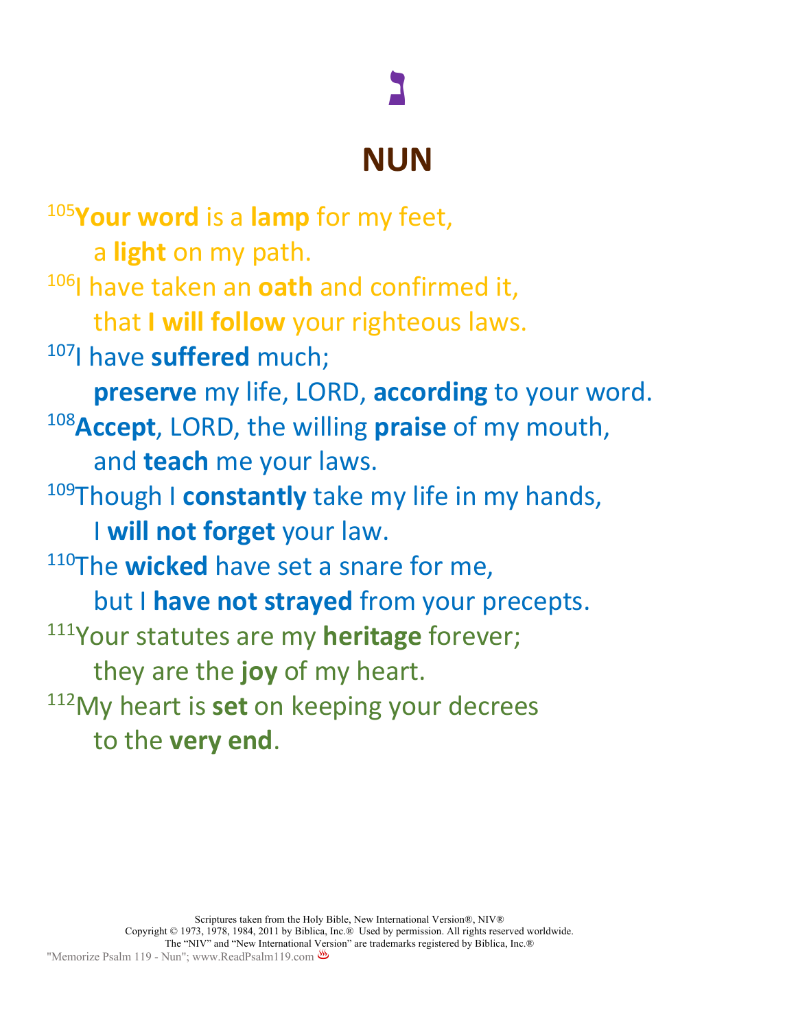# נ

# NUN

[105]**Your word** is a **lamp** for my feet,
  a **light** on my path.
[106]I have taken an **oath** and confirmed it,
  that **I will follow** your righteous laws.
[107]I have **suffered** much;
  **preserve** my life, LORD, **according** to your word.
[108]**Accept**, LORD, the willing **praise** of my mouth,
  and **teach** me your laws.
[109]Though I **constantly** take my life in my hands,
  I **will not forget** your law.
[110]The **wicked** have set a snare for me,
  but I **have not strayed** from your precepts.
[111]Your statutes are my **heritage** forever;
  they are the **joy** of my heart.
[112]My heart is **set** on keeping your decrees
  to the **very end**.

Scriptures taken from the Holy Bible, New International Version®, NIV®
Copyright © 1973, 1978, 1984, 2011 by Biblica, Inc.® Used by permission. All rights reserved worldwide.
The "NIV" and "New International Version" are trademarks registered by Biblica, Inc.®

"Memorize Psalm 119 - Nun"; www.ReadPsalm119.com ♨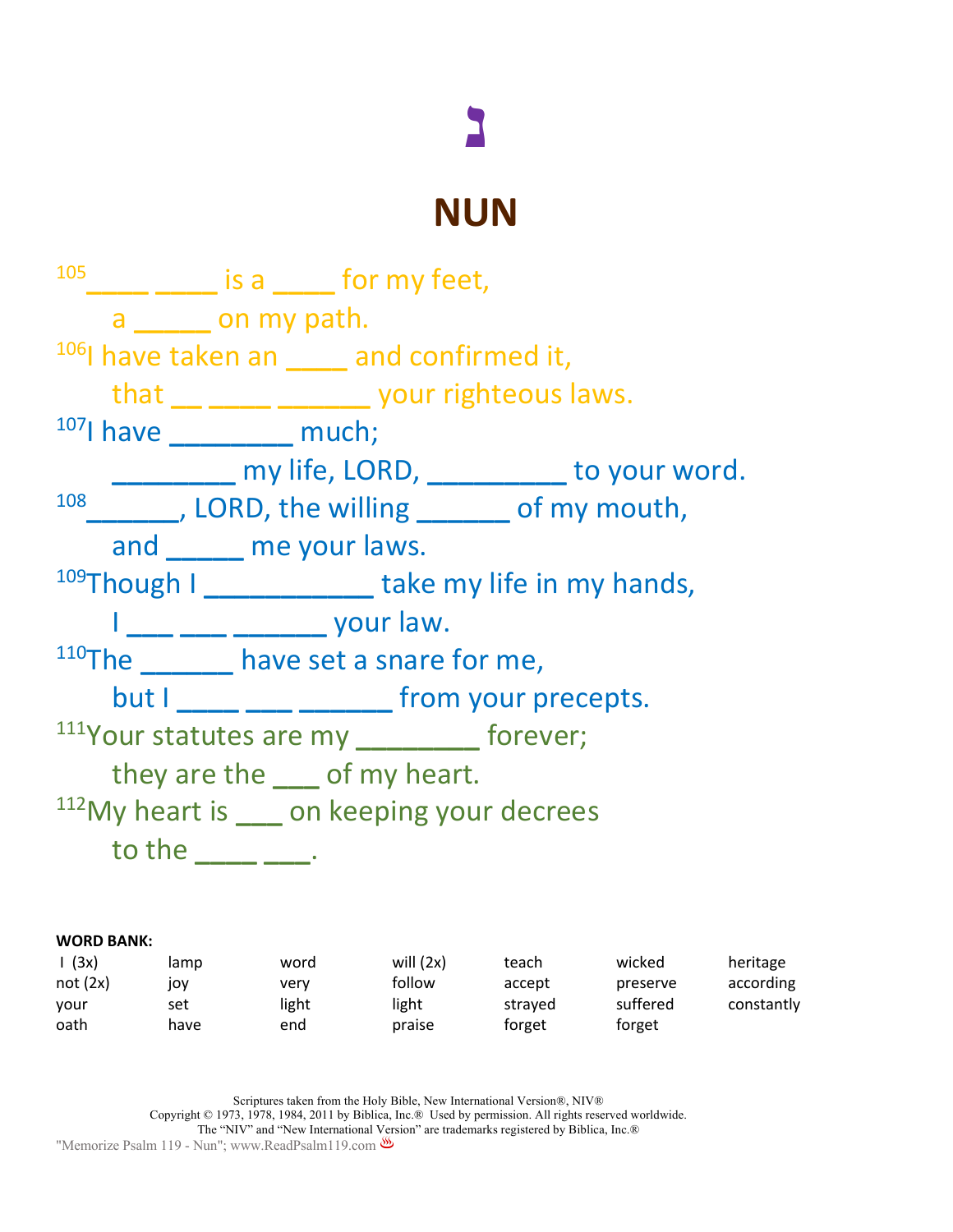# נ

# NUN

[105]____ ____ is a ____ for my feet,
a _____ on my path.

[106]I have taken an ____ and confirmed it,
that __ ____ ______ your righteous laws.

[107]I have ________ much;
________ my life, LORD, _________ to your word.

[108]______, LORD, the willing ______ of my mouth,
and _____ me your laws.

[109]Though I ___________ take my life in my hands,
I ___ ___ ______ your law.

[110]The ______ have set a snare for me,
but I ____ ___ ______ from your precepts.

[111]Your statutes are my ________ forever;
they are the ___ of my heart.

[112]My heart is ___ on keeping your decrees
to the ____ ___.

**WORD BANK:**

| | | | | | | |
|---|---|---|---|---|---|---|
| I (3x) | lamp | word | will (2x) | teach | wicked | heritage |
| not (2x) | joy | very | follow | accept | preserve | according |
| your | set | light | light | strayed | suffered | constantly |
| oath | have | end | praise | forget | forget | |

Scriptures taken from the Holy Bible, New International Version®, NIV®
Copyright © 1973, 1978, 1984, 2011 by Biblica, Inc.® Used by permission. All rights reserved worldwide.
The "NIV" and "New International Version" are trademarks registered by Biblica, Inc.®
"Memorize Psalm 119 - Nun"; www.ReadPsalm119.com ♨